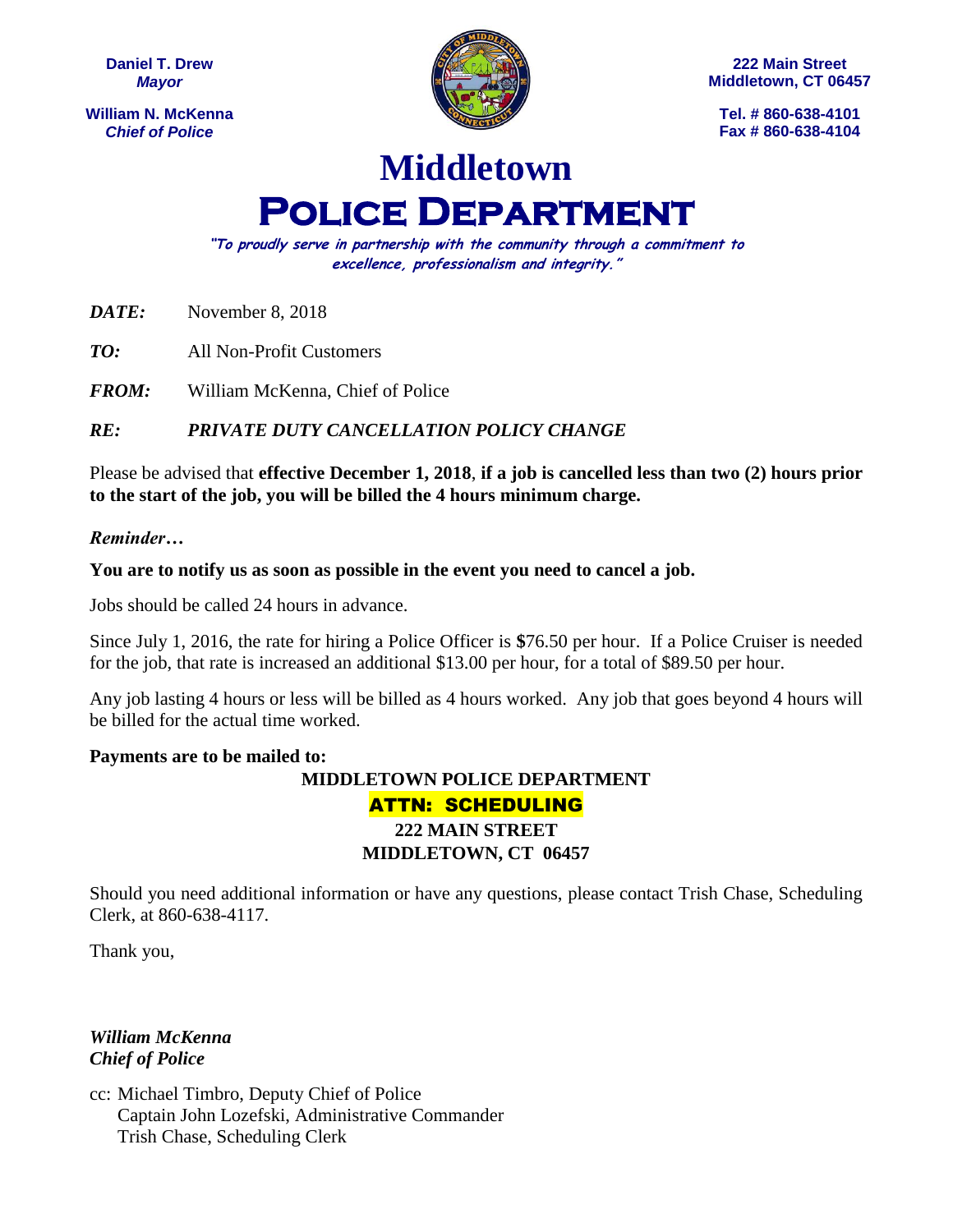**Daniel T. Drew**
***Mayor***

**William N. McKenna**
***Chief of Police***

**222 Main Street**
**Middletown, CT 06457**

**Tel. # 860-638-4101**
**Fax # 860-638-4104**

# Middletown
# POLICE DEPARTMENT

***"To proudly serve in partnership with the community through a commitment to excellence, professionalism and integrity."***

***DATE:*** November 8, 2018

***TO:*** All Non-Profit Customers

***FROM:*** William McKenna, Chief of Police

***RE:*** ***PRIVATE DUTY CANCELLATION POLICY CHANGE***

Please be advised that **effective December 1, 2018**, **if a job is cancelled less than two (2) hours prior to the start of the job, you will be billed the 4 hours minimum charge.**

***Reminder…***

**You are to notify us as soon as possible in the event you need to cancel a job.**

Jobs should be called 24 hours in advance.

Since July 1, 2016, the rate for hiring a Police Officer is **$**76.50 per hour. If a Police Cruiser is needed for the job, that rate is increased an additional $13.00 per hour, for a total of $89.50 per hour.

Any job lasting 4 hours or less will be billed as 4 hours worked. Any job that goes beyond 4 hours will be billed for the actual time worked.

**Payments are to be mailed to:**

**MIDDLETOWN POLICE DEPARTMENT**
**ATTN: SCHEDULING**
**222 MAIN STREET**
**MIDDLETOWN, CT 06457**

Should you need additional information or have any questions, please contact Trish Chase, Scheduling Clerk, at 860-638-4117.

Thank you,

***William McKenna***
***Chief of Police***

cc: Michael Timbro, Deputy Chief of Police
Captain John Lozefski, Administrative Commander
Trish Chase, Scheduling Clerk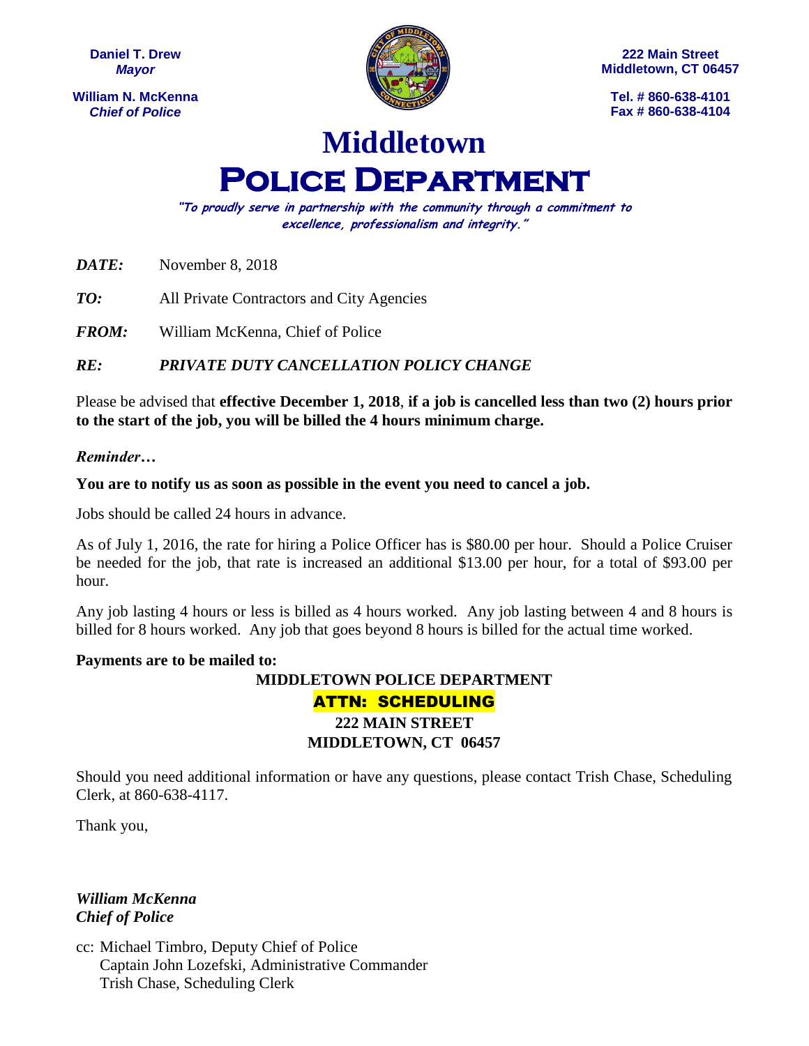**Daniel T. Drew**
***Mayor***

**William N. McKenna**
***Chief of Police***

**222 Main Street**
**Middletown, CT 06457**

**Tel. # 860-638-4101**
**Fax # 860-638-4104**

# Middletown
# Police Department

***"To proudly serve in partnership with the community through a commitment to excellence, professionalism and integrity."***

***DATE:*** November 8, 2018

***TO:*** All Private Contractors and City Agencies

***FROM:*** William McKenna, Chief of Police

***RE:*** ***PRIVATE DUTY CANCELLATION POLICY CHANGE***

Please be advised that **effective December 1, 2018**, **if a job is cancelled less than two (2) hours prior to the start of the job, you will be billed the 4 hours minimum charge.**

***Reminder…***

**You are to notify us as soon as possible in the event you need to cancel a job.**

Jobs should be called 24 hours in advance.

As of July 1, 2016, the rate for hiring a Police Officer has is $80.00 per hour. Should a Police Cruiser be needed for the job, that rate is increased an additional $13.00 per hour, for a total of $93.00 per hour.

Any job lasting 4 hours or less is billed as 4 hours worked. Any job lasting between 4 and 8 hours is billed for 8 hours worked. Any job that goes beyond 8 hours is billed for the actual time worked.

**Payments are to be mailed to:**

**MIDDLETOWN POLICE DEPARTMENT**
**ATTN: SCHEDULING**
**222 MAIN STREET**
**MIDDLETOWN, CT 06457**

Should you need additional information or have any questions, please contact Trish Chase, Scheduling Clerk, at 860-638-4117.

Thank you,

***William McKenna***
***Chief of Police***

cc: Michael Timbro, Deputy Chief of Police
Captain John Lozefski, Administrative Commander
Trish Chase, Scheduling Clerk